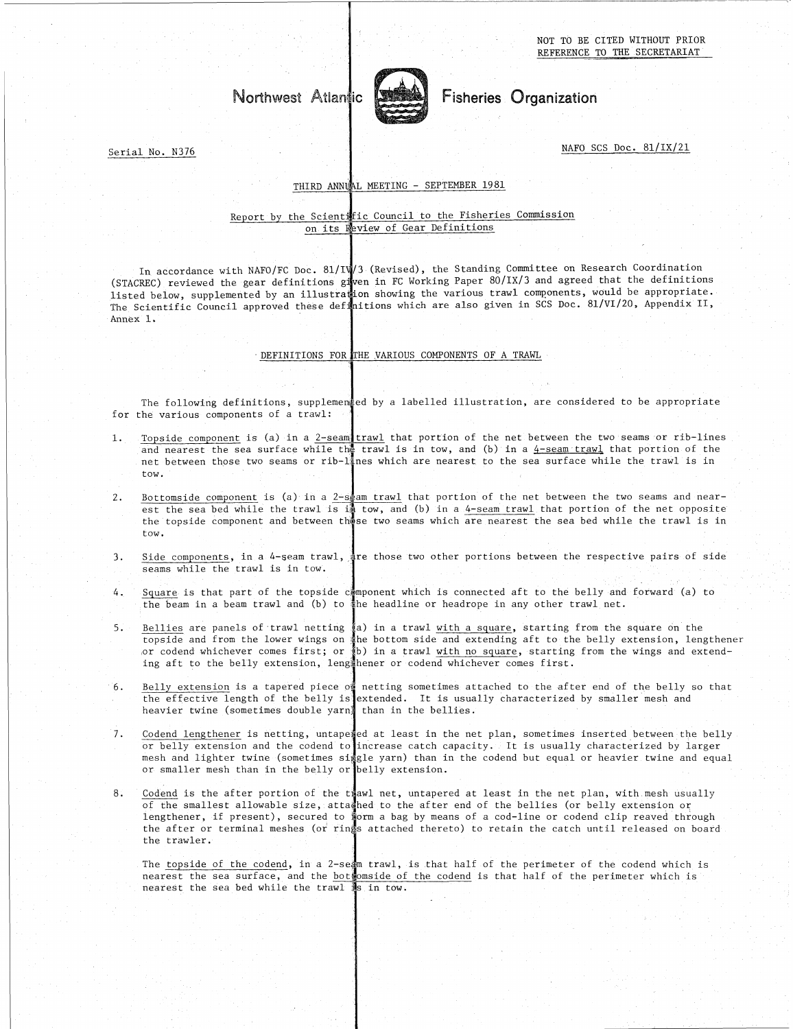NOT TO BE CITED WITHOUT PRIOR REFERENCE TO THE SECRETARIAT

# Northwest Atlantic Fisheries Organization

Serial No. N376

NAFO SCS Doc. 81/IX/21

THIRD ANNUAL MEETING - SEPTEMBER 1981

## Report by the Scientific Council to the Fisheries Commission on its Review of Gear Definitions

In accordance with NAFO/FC Doc. 81/IV/3 (Revised), the Standing Committee on Research Coordination (STACREC) reviewed the gear definitions given in FC Working Paper 80/IX/3 and agreed that the definitions listed below, supplemented by an illustration showing the various trawl components, would be appropriate. The Scientific Council approved these definitions which are also given in SCS Doc. 81/VI/20, Appendix II, Annex 1.

### DEFINITIONS FOR THE VARIOUS COMPONENTS OF A TRAWL

The following definitions, supplemented by a labelled illustration, are considered to be appropriate for the various components of a trawl:

1. Topside component is (a) in a 2-seam trawl that portion of the net between the two seams or rib-lines and nearest the sea surface while the trawl is in tow, and (b) in a 4-seam trawl that portion of the net between those two seams or rib-lines which are nearest to the sea surface while the trawl is in tow.

2. Bottomside component is (a) in a 2-seam trawl that portion of the net between the two seams and nearest the sea bed while the trawl is in tow, and (b) in a 4-seam trawl that portion of the net opposite the topside component and between those two seams which are nearest the sea bed while the trawl is in tow.

3. Side components, in a 4-seam trawl, are those two other portions between the respective pairs of side seams while the trawl is in tow.

4. Square is that part of the topside component which is connected aft to the belly and forward (a) to the beam in a beam trawl and (b) to the headline or headrope in any other trawl net.

5. Bellies are panels of trawl netting (a) in a trawl with a square, starting from the square on the topside and from the lower wings on the bottom side and extending aft to the belly extension, lengthener or codend whichever comes first; or (b) in a trawl with no square, starting from the wings and extending aft to the belly extension, lengthener or codend whichever comes first.

6. Belly extension is a tapered piece of netting sometimes attached to the after end of the belly so that the effective length of the belly is extended. It is usually characterized by smaller mesh and heavier twine (sometimes double yarn) than in the bellies.

7. Codend lengthener is netting, untapered at least in the net plan, sometimes inserted between the belly or belly extension and the codend to increase catch capacity. It is usually characterized by larger mesh and lighter twine (sometimes single yarn) than in the codend but equal or heavier twine and equal or smaller mesh than in the belly or belly extension.

8. Codend is the after portion of the trawl net, untapered at least in the net plan, with mesh usually of the smallest allowable size, attached to the after end of the bellies (or belly extension or lengthener, if present), secured to form a bag by means of a cod-line or codend clip reaved through the after or terminal meshes (or rings attached thereto) to retain the catch until released on board the trawler.

   The topside of the codend, in a 2-seam trawl, is that half of the perimeter of the codend which is nearest the sea surface, and the bottomside of the codend is that half of the perimeter which is nearest the sea bed while the trawl is in tow.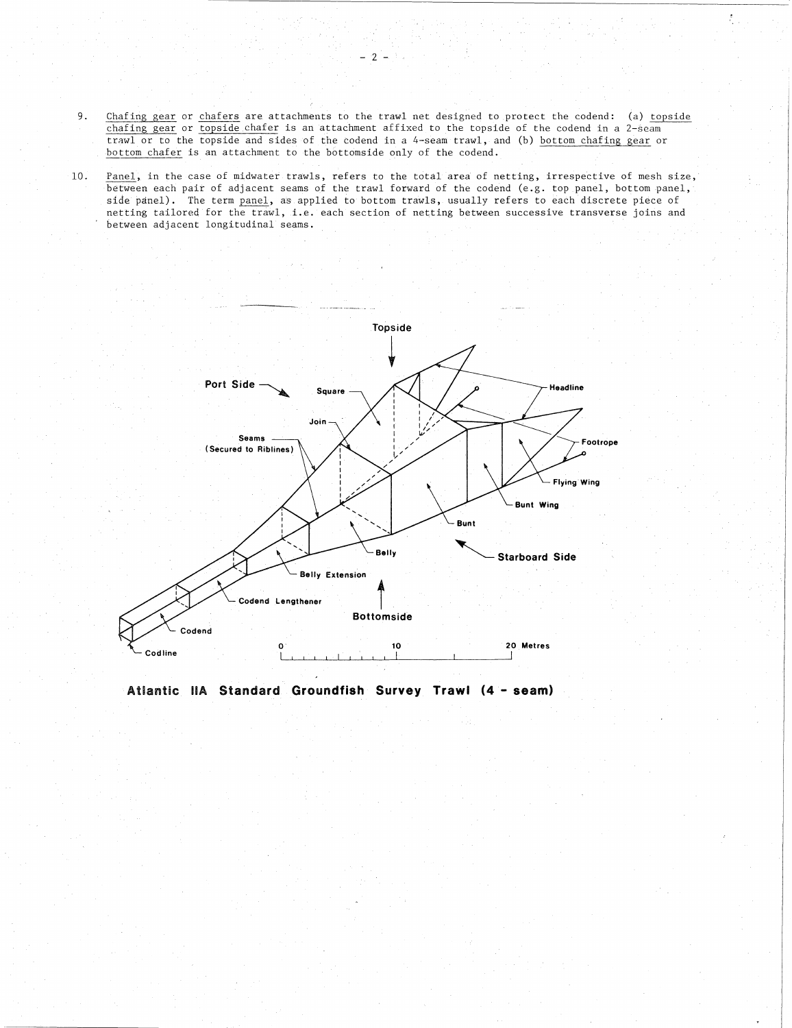9. Chafing gear or chafers are attachments to the trawl net designed to protect the codend: (a) topside chafing gear or topside chafer is an attachment affixed to the topside of the codend in a 2-seam trawl or to the topside and sides of the codend in a 4-seam trawl, and (b) bottom chafing gear or bottom chafer is an attachment to the bottomside only of the codend.

10. Panel, in the case of midwater trawls, refers to the total area of netting, irrespective of mesh size, between each pair of adjacent seams of the trawl forward of the codend (e.g. top panel, bottom panel, side panel). The term panel, as applied to bottom trawls, usually refers to each discrete piece of netting tailored for the trawl, i.e. each section of netting between successive transverse joins and between adjacent longitudinal seams.

Topside

Port Side

Square

Headline

Join

Seams
(Secured to Riblines)

Footrope

Flying Wing

Bunt Wing

Bunt

Belly

Starboard Side

Belly Extension

Codend Lengthener

Bottomside

Codend

Codline

0 10 20 Metres

**Atlantic IIA Standard Groundfish Survey Trawl (4 - seam)**